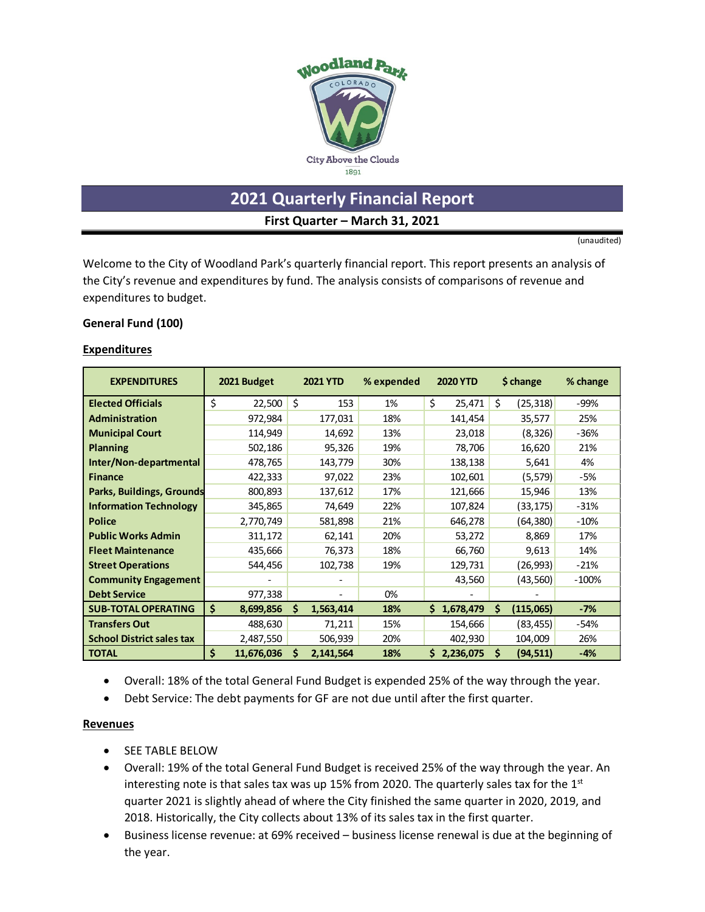# 2021 Quarterly Financial Report

**First Quarter – March 31, 2021**

(unaudited)

Welcome to the City of Woodland Park's quarterly financial report. This report presents an analysis of the City's revenue and expenditures by fund. The analysis consists of comparisons of revenue and expenditures to budget.

**General Fund (100)**

**Expenditures**

| EXPENDITURES | 2021 Budget | 2021 YTD | % expended | 2020 YTD | $ change | % change |
|---|---|---|---|---|---|---|
| **Elected Officials** | $ 22,500 | $ 153 | 1% | $ 25,471 | $ (25,318) | -99% |
| **Administration** | 972,984 | 177,031 | 18% | 141,454 | 35,577 | 25% |
| **Municipal Court** | 114,949 | 14,692 | 13% | 23,018 | (8,326) | -36% |
| **Planning** | 502,186 | 95,326 | 19% | 78,706 | 16,620 | 21% |
| **Inter/Non-departmental** | 478,765 | 143,779 | 30% | 138,138 | 5,641 | 4% |
| **Finance** | 422,333 | 97,022 | 23% | 102,601 | (5,579) | -5% |
| **Parks, Buildings, Grounds** | 800,893 | 137,612 | 17% | 121,666 | 15,946 | 13% |
| **Information Technology** | 345,865 | 74,649 | 22% | 107,824 | (33,175) | -31% |
| **Police** | 2,770,749 | 581,898 | 21% | 646,278 | (64,380) | -10% |
| **Public Works Admin** | 311,172 | 62,141 | 20% | 53,272 | 8,869 | 17% |
| **Fleet Maintenance** | 435,666 | 76,373 | 18% | 66,760 | 9,613 | 14% |
| **Street Operations** | 544,456 | 102,738 | 19% | 129,731 | (26,993) | -21% |
| **Community Engagement** | - | - | | 43,560 | (43,560) | -100% |
| **Debt Service** | 977,338 | - | 0% | - | - | |
| **SUB-TOTAL OPERATING** | **$ 8,699,856** | **$ 1,563,414** | **18%** | **$ 1,678,479** | **$ (115,065)** | **-7%** |
| **Transfers Out** | 488,630 | 71,211 | 15% | 154,666 | (83,455) | -54% |
| **School District sales tax** | 2,487,550 | 506,939 | 20% | 402,930 | 104,009 | 26% |
| **TOTAL** | **$ 11,676,036** | **$ 2,141,564** | **18%** | **$ 2,236,075** | **$ (94,511)** | **-4%** |

- Overall: 18% of the total General Fund Budget is expended 25% of the way through the year.
- Debt Service: The debt payments for GF are not due until after the first quarter.

**Revenues**

- SEE TABLE BELOW
- Overall: 19% of the total General Fund Budget is received 25% of the way through the year. An interesting note is that sales tax was up 15% from 2020. The quarterly sales tax for the 1st quarter 2021 is slightly ahead of where the City finished the same quarter in 2020, 2019, and 2018. Historically, the City collects about 13% of its sales tax in the first quarter.
- Business license revenue: at 69% received – business license renewal is due at the beginning of the year.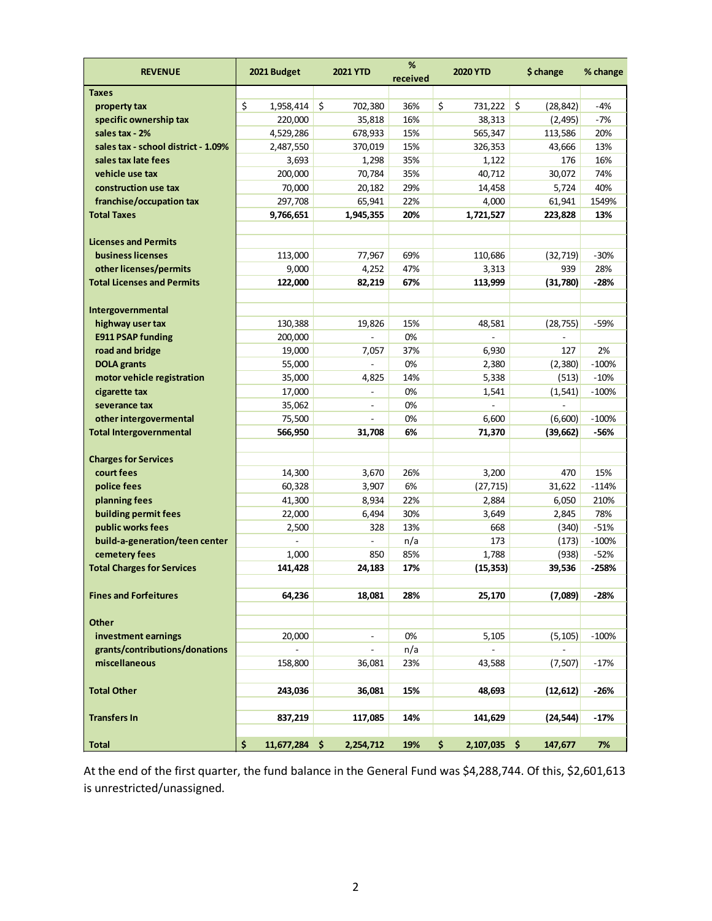| REVENUE | 2021 Budget | 2021 YTD | % received | 2020 YTD | $ change | % change |
|---|---|---|---|---|---|---|
| **Taxes** | | | | | | |
| property tax | $ 1,958,414 | $ 702,380 | 36% | $ 731,222 | $ (28,842) | -4% |
| specific ownership tax | 220,000 | 35,818 | 16% | 38,313 | (2,495) | -7% |
| sales tax - 2% | 4,529,286 | 678,933 | 15% | 565,347 | 113,586 | 20% |
| sales tax - school district - 1.09% | 2,487,550 | 370,019 | 15% | 326,353 | 43,666 | 13% |
| sales tax late fees | 3,693 | 1,298 | 35% | 1,122 | 176 | 16% |
| vehicle use tax | 200,000 | 70,784 | 35% | 40,712 | 30,072 | 74% |
| construction use tax | 70,000 | 20,182 | 29% | 14,458 | 5,724 | 40% |
| franchise/occupation tax | 297,708 | 65,941 | 22% | 4,000 | 61,941 | 1549% |
| **Total Taxes** | **9,766,651** | **1,945,355** | **20%** | **1,721,527** | **223,828** | **13%** |
| | | | | | | |
| **Licenses and Permits** | | | | | | |
| business licenses | 113,000 | 77,967 | 69% | 110,686 | (32,719) | -30% |
| other licenses/permits | 9,000 | 4,252 | 47% | 3,313 | 939 | 28% |
| **Total Licenses and Permits** | **122,000** | **82,219** | **67%** | **113,999** | **(31,780)** | **-28%** |
| | | | | | | |
| **Intergovernmental** | | | | | | |
| highway user tax | 130,388 | 19,826 | 15% | 48,581 | (28,755) | -59% |
| E911 PSAP funding | 200,000 | - | 0% | - | - | |
| road and bridge | 19,000 | 7,057 | 37% | 6,930 | 127 | 2% |
| DOLA grants | 55,000 | - | 0% | 2,380 | (2,380) | -100% |
| motor vehicle registration | 35,000 | 4,825 | 14% | 5,338 | (513) | -10% |
| cigarette tax | 17,000 | - | 0% | 1,541 | (1,541) | -100% |
| severance tax | 35,062 | - | 0% | - | - | |
| other intergovermental | 75,500 | - | 0% | 6,600 | (6,600) | -100% |
| **Total Intergovernmental** | **566,950** | **31,708** | **6%** | **71,370** | **(39,662)** | **-56%** |
| | | | | | | |
| **Charges for Services** | | | | | | |
| court fees | 14,300 | 3,670 | 26% | 3,200 | 470 | 15% |
| police fees | 60,328 | 3,907 | 6% | (27,715) | 31,622 | -114% |
| planning fees | 41,300 | 8,934 | 22% | 2,884 | 6,050 | 210% |
| building permit fees | 22,000 | 6,494 | 30% | 3,649 | 2,845 | 78% |
| public works fees | 2,500 | 328 | 13% | 668 | (340) | -51% |
| build-a-generation/teen center | - | - | n/a | 173 | (173) | -100% |
| cemetery fees | 1,000 | 850 | 85% | 1,788 | (938) | -52% |
| **Total Charges for Services** | **141,428** | **24,183** | **17%** | **(15,353)** | **39,536** | **-258%** |
| | | | | | | |
| **Fines and Forfeitures** | **64,236** | **18,081** | **28%** | **25,170** | **(7,089)** | **-28%** |
| | | | | | | |
| **Other** | | | | | | |
| investment earnings | 20,000 | - | 0% | 5,105 | (5,105) | -100% |
| grants/contributions/donations | - | - | n/a | - | - | |
| miscellaneous | 158,800 | 36,081 | 23% | 43,588 | (7,507) | -17% |
| | | | | | | |
| **Total Other** | **243,036** | **36,081** | **15%** | **48,693** | **(12,612)** | **-26%** |
| | | | | | | |
| **Transfers In** | **837,219** | **117,085** | **14%** | **141,629** | **(24,544)** | **-17%** |
| | | | | | | |
| **Total** | **$ 11,677,284** | **$ 2,254,712** | **19%** | **$ 2,107,035** | **$ 147,677** | **7%** |

At the end of the first quarter, the fund balance in the General Fund was $4,288,744. Of this, $2,601,613 is unrestricted/unassigned.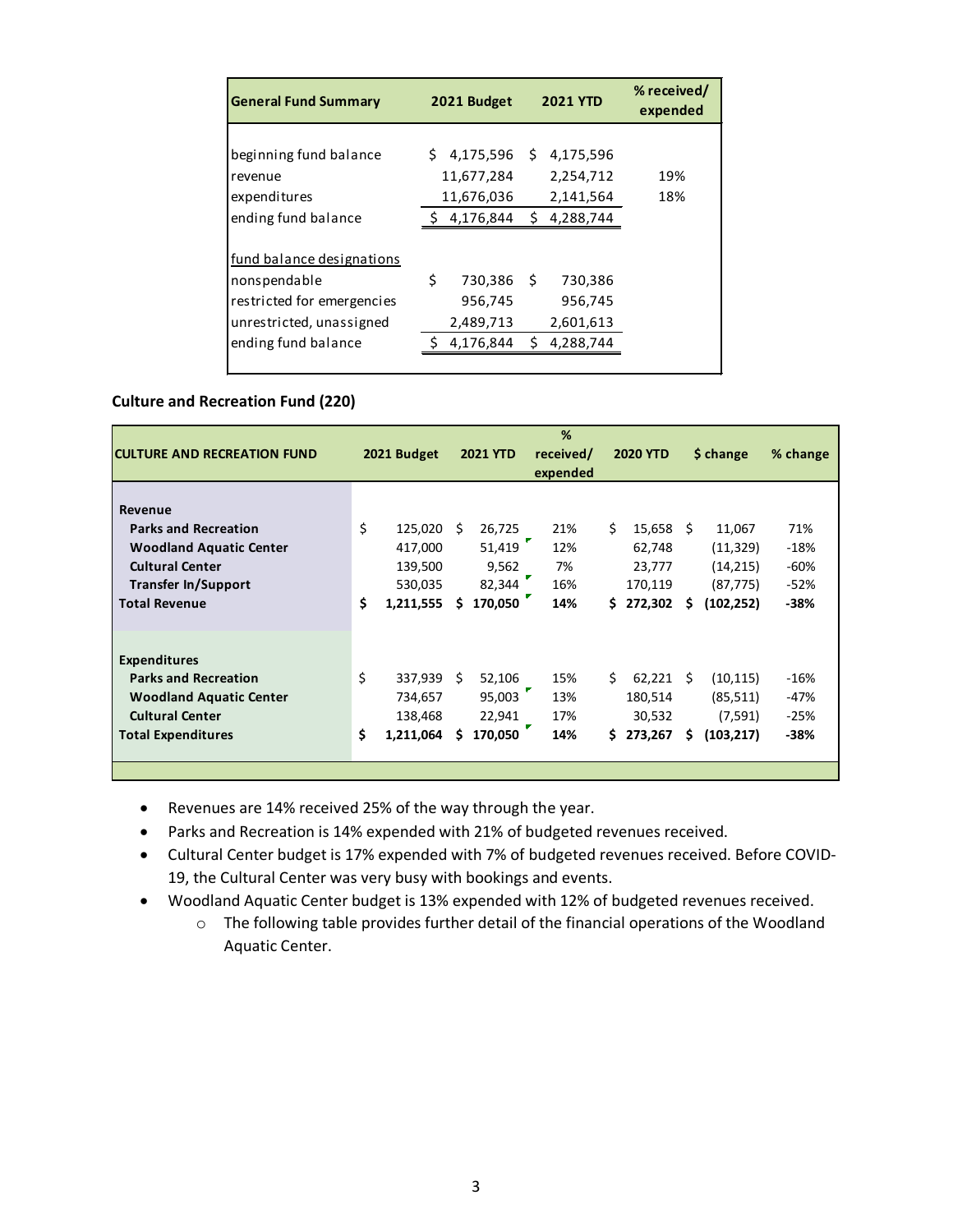| General Fund Summary | 2021 Budget | 2021 YTD | % received/ expended |
|---|---|---|---|
| beginning fund balance | $ 4,175,596 | $ 4,175,596 | |
| revenue | 11,677,284 | 2,254,712 | 19% |
| expenditures | 11,676,036 | 2,141,564 | 18% |
| ending fund balance | $ 4,176,844 | $ 4,288,744 | |
| | | | |
| fund balance designations | | | |
| nonspendable | $ 730,386 | $ 730,386 | |
| restricted for emergencies | 956,745 | 956,745 | |
| unrestricted, unassigned | 2,489,713 | 2,601,613 | |
| ending fund balance | $ 4,176,844 | $ 4,288,744 | |

**Culture and Recreation Fund (220)**

| CULTURE AND RECREATION FUND | 2021 Budget | 2021 YTD | % received/ expended | 2020 YTD | $ change | % change |
|---|---|---|---|---|---|---|
| **Revenue** | | | | | | |
| **Parks and Recreation** | $ 125,020 | $ 26,725 | 21% | $ 15,658 | $ 11,067 | 71% |
| **Woodland Aquatic Center** | 417,000 | 51,419 | 12% | 62,748 | (11,329) | -18% |
| **Cultural Center** | 139,500 | 9,562 | 7% | 23,777 | (14,215) | -60% |
| **Transfer In/Support** | 530,035 | 82,344 | 16% | 170,119 | (87,775) | -52% |
| **Total Revenue** | **$ 1,211,555** | **$ 170,050** | **14%** | **$ 272,302** | **$ (102,252)** | **-38%** |
| | | | | | | |
| **Expenditures** | | | | | | |
| **Parks and Recreation** | $ 337,939 | $ 52,106 | 15% | $ 62,221 | $ (10,115) | -16% |
| **Woodland Aquatic Center** | 734,657 | 95,003 | 13% | 180,514 | (85,511) | -47% |
| **Cultural Center** | 138,468 | 22,941 | 17% | 30,532 | (7,591) | -25% |
| **Total Expenditures** | **$ 1,211,064** | **$ 170,050** | **14%** | **$ 273,267** | **$ (103,217)** | **-38%** |

- Revenues are 14% received 25% of the way through the year.
- Parks and Recreation is 14% expended with 21% of budgeted revenues received.
- Cultural Center budget is 17% expended with 7% of budgeted revenues received. Before COVID-19, the Cultural Center was very busy with bookings and events.
- Woodland Aquatic Center budget is 13% expended with 12% of budgeted revenues received.
  - The following table provides further detail of the financial operations of the Woodland Aquatic Center.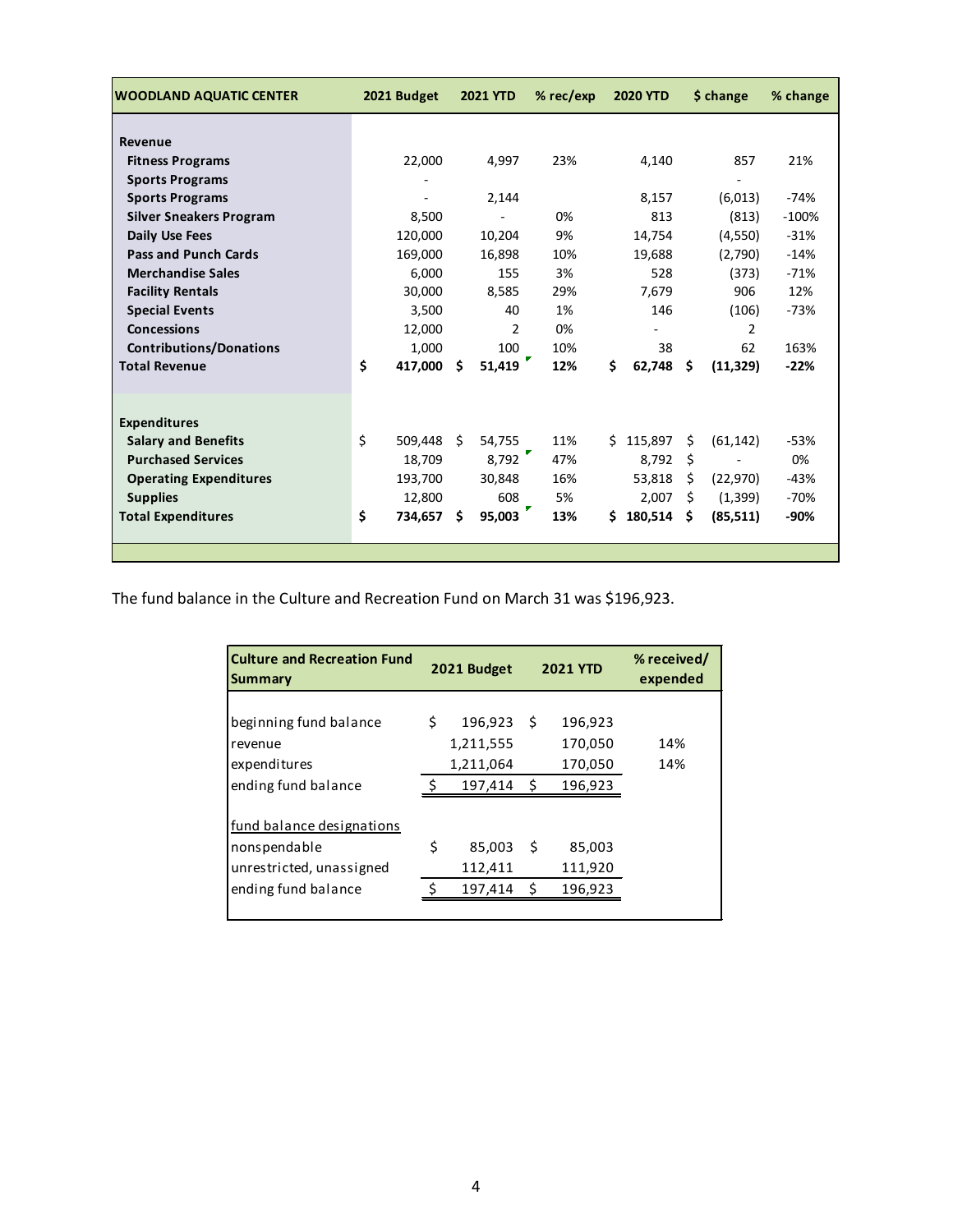| WOODLAND AQUATIC CENTER | 2021 Budget | 2021 YTD | % rec/exp | 2020 YTD | $ change | % change |
|---|---|---|---|---|---|---|
| **Revenue** | | | | | | |
| **Fitness Programs** | 22,000 | 4,997 | 23% | 4,140 | 857 | 21% |
| **Sports Programs** | - | | | | - | |
| **Sports Programs** | - | 2,144 | | 8,157 | (6,013) | -74% |
| **Silver Sneakers Program** | 8,500 | - | 0% | 813 | (813) | -100% |
| **Daily Use Fees** | 120,000 | 10,204 | 9% | 14,754 | (4,550) | -31% |
| **Pass and Punch Cards** | 169,000 | 16,898 | 10% | 19,688 | (2,790) | -14% |
| **Merchandise Sales** | 6,000 | 155 | 3% | 528 | (373) | -71% |
| **Facility Rentals** | 30,000 | 8,585 | 29% | 7,679 | 906 | 12% |
| **Special Events** | 3,500 | 40 | 1% | 146 | (106) | -73% |
| **Concessions** | 12,000 | 2 | 0% | - | 2 | |
| **Contributions/Donations** | 1,000 | 100 | 10% | 38 | 62 | 163% |
| **Total Revenue** | **$ 417,000** | **$ 51,419** | **12%** | **$ 62,748** | **$ (11,329)** | **-22%** |
| | | | | | | |
| **Expenditures** | | | | | | |
| **Salary and Benefits** | $ 509,448 | $ 54,755 | 11% | $ 115,897 | $ (61,142) | -53% |
| **Purchased Services** | 18,709 | 8,792 | 47% | 8,792 | $ - | 0% |
| **Operating Expenditures** | 193,700 | 30,848 | 16% | 53,818 | $ (22,970) | -43% |
| **Supplies** | 12,800 | 608 | 5% | 2,007 | $ (1,399) | -70% |
| **Total Expenditures** | **$ 734,657** | **$ 95,003** | **13%** | **$ 180,514** | **$ (85,511)** | **-90%** |

The fund balance in the Culture and Recreation Fund on March 31 was $196,923.

| Culture and Recreation Fund Summary | 2021 Budget | 2021 YTD | % received/ expended |
|---|---|---|---|
| beginning fund balance | $ 196,923 | $ 196,923 | |
| revenue | 1,211,555 | 170,050 | 14% |
| expenditures | 1,211,064 | 170,050 | 14% |
| ending fund balance | $ 197,414 | $ 196,923 | |
| | | | |
| fund balance designations | | | |
| nonspendable | $ 85,003 | $ 85,003 | |
| unrestricted, unassigned | 112,411 | 111,920 | |
| ending fund balance | $ 197,414 | $ 196,923 | |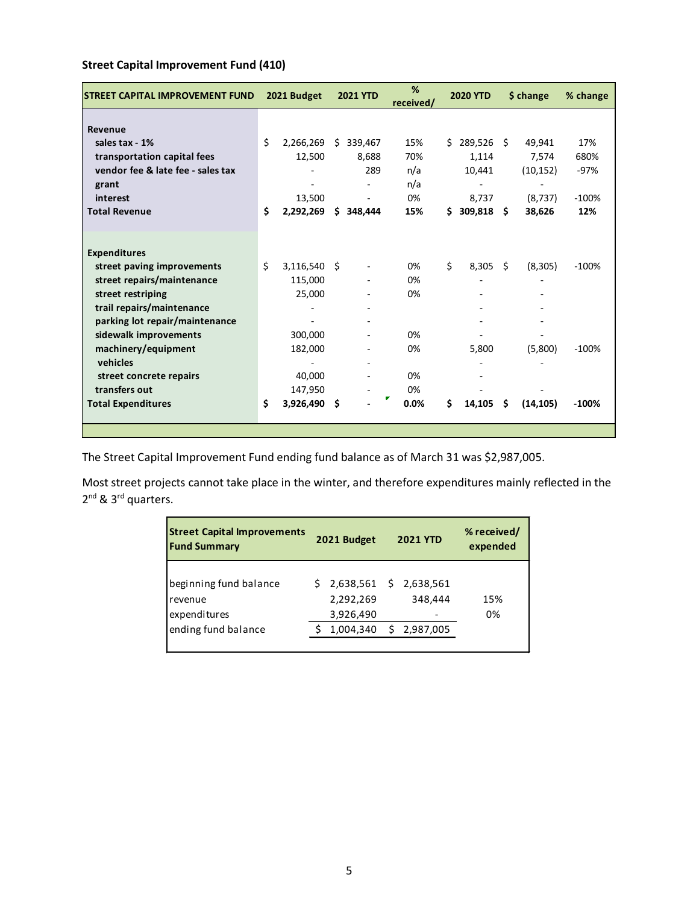**Street Capital Improvement Fund (410)**

| STREET CAPITAL IMPROVEMENT FUND | 2021 Budget | 2021 YTD | % received/ | 2020 YTD | $ change | % change |
|---|---|---|---|---|---|---|
| **Revenue** | | | | | | |
| sales tax - 1% | $ 2,266,269 | $ 339,467 | 15% | $ 289,526 | $ 49,941 | 17% |
| transportation capital fees | 12,500 | 8,688 | 70% | 1,114 | 7,574 | 680% |
| vendor fee & late fee - sales tax | - | 289 | n/a | 10,441 | (10,152) | -97% |
| grant | - | - | n/a | - | - | |
| interest | 13,500 | - | 0% | 8,737 | (8,737) | -100% |
| **Total Revenue** | **$ 2,292,269** | **$ 348,444** | **15%** | **$ 309,818** | **$ 38,626** | **12%** |
| **Expenditures** | | | | | | |
| street paving improvements | $ 3,116,540 | $ - | 0% | $ 8,305 | $ (8,305) | -100% |
| street repairs/maintenance | 115,000 | - | 0% | - | - | |
| street restriping | 25,000 | - | 0% | - | - | |
| trail repairs/maintenance | - | - | | - | - | |
| parking lot repair/maintenance | - | - | | - | - | |
| sidewalk improvements | 300,000 | - | 0% | - | - | |
| machinery/equipment | 182,000 | - | 0% | 5,800 | (5,800) | -100% |
| vehicles | - | - | | - | - | |
| street concrete repairs | 40,000 | - | 0% | - | | |
| transfers out | 147,950 | - | 0% | - | - | |
| **Total Expenditures** | **$ 3,926,490** | **$ -** | **0.0%** | **$ 14,105** | **$ (14,105)** | **-100%** |

The Street Capital Improvement Fund ending fund balance as of March 31 was $2,987,005.

Most street projects cannot take place in the winter, and therefore expenditures mainly reflected in the 2nd & 3rd quarters.

| Street Capital Improvements Fund Summary | 2021 Budget | 2021 YTD | % received/ expended |
|---|---|---|---|
| beginning fund balance | $ 2,638,561 | $ 2,638,561 | |
| revenue | 2,292,269 | 348,444 | 15% |
| expenditures | 3,926,490 | - | 0% |
| ending fund balance | $ 1,004,340 | $ 2,987,005 | |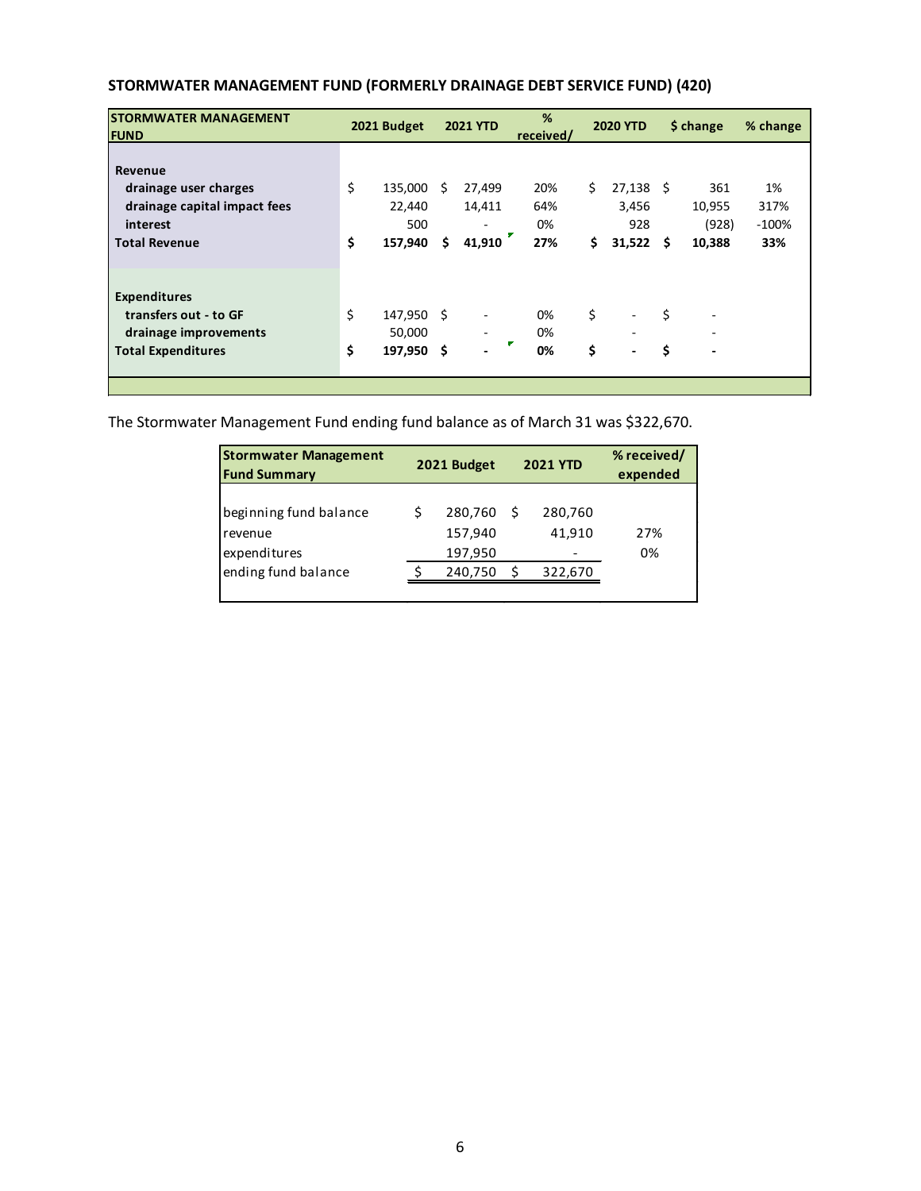## STORMWATER MANAGEMENT FUND (FORMERLY DRAINAGE DEBT SERVICE FUND) (420)

| STORMWATER MANAGEMENT FUND | 2021 Budget | 2021 YTD | % received/ | 2020 YTD | $ change | % change |
|---|---|---|---|---|---|---|
| **Revenue** | | | | | | |
| drainage user charges | $ 135,000 | $ 27,499 | 20% | $ 27,138 | $ 361 | 1% |
| drainage capital impact fees | 22,440 | 14,411 | 64% | 3,456 | 10,955 | 317% |
| interest | 500 | - | 0% | 928 | (928) | -100% |
| **Total Revenue** | **$ 157,940** | **$ 41,910** | **27%** | **$ 31,522** | **$ 10,388** | **33%** |
| **Expenditures** | | | | | | |
| transfers out - to GF | $ 147,950 | $ - | 0% | $ - | $ - | |
| drainage improvements | 50,000 | - | 0% | - | - | |
| **Total Expenditures** | **$ 197,950** | **$ -** | **0%** | **$ -** | **$ -** | |

The Stormwater Management Fund ending fund balance as of March 31 was $322,670.

| Stormwater Management Fund Summary | 2021 Budget | 2021 YTD | % received/ expended |
|---|---|---|---|
| beginning fund balance | $ 280,760 | $ 280,760 | |
| revenue | 157,940 | 41,910 | 27% |
| expenditures | 197,950 | - | 0% |
| ending fund balance | $ 240,750 | $ 322,670 | |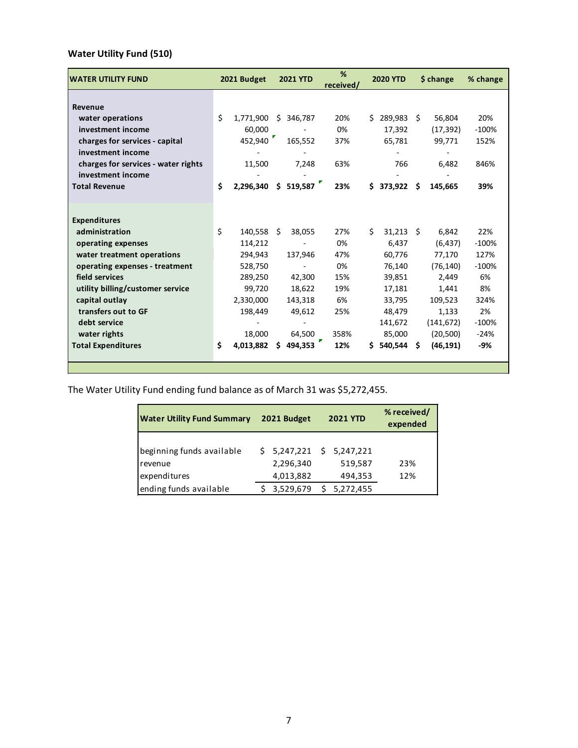**Water Utility Fund (510)**

| WATER UTILITY FUND | 2021 Budget | 2021 YTD | % received/ | 2020 YTD | $ change | % change |
|---|---|---|---|---|---|---|
| **Revenue** | | | | | | |
| water operations | $ 1,771,900 | $ 346,787 | 20% | $ 289,983 | $ 56,804 | 20% |
| investment income | 60,000 | - | 0% | 17,392 | (17,392) | -100% |
| charges for services - capital | 452,940 | 165,552 | 37% | 65,781 | 99,771 | 152% |
| investment income | - | - | | - | - | |
| charges for services - water rights | 11,500 | 7,248 | 63% | 766 | 6,482 | 846% |
| investment income | - | - | | - | - | |
| **Total Revenue** | **$ 2,296,340** | **$ 519,587** | **23%** | **$ 373,922** | **$ 145,665** | **39%** |
| **Expenditures** | | | | | | |
| administration | $ 140,558 | $ 38,055 | 27% | $ 31,213 | $ 6,842 | 22% |
| operating expenses | 114,212 | - | 0% | 6,437 | (6,437) | -100% |
| water treatment operations | 294,943 | 137,946 | 47% | 60,776 | 77,170 | 127% |
| operating expenses - treatment | 528,750 | - | 0% | 76,140 | (76,140) | -100% |
| field services | 289,250 | 42,300 | 15% | 39,851 | 2,449 | 6% |
| utility billing/customer service | 99,720 | 18,622 | 19% | 17,181 | 1,441 | 8% |
| capital outlay | 2,330,000 | 143,318 | 6% | 33,795 | 109,523 | 324% |
| transfers out to GF | 198,449 | 49,612 | 25% | 48,479 | 1,133 | 2% |
| debt service | - | - | | 141,672 | (141,672) | -100% |
| water rights | 18,000 | 64,500 | 358% | 85,000 | (20,500) | -24% |
| **Total Expenditures** | **$ 4,013,882** | **$ 494,353** | **12%** | **$ 540,544** | **$ (46,191)** | **-9%** |

The Water Utility Fund ending fund balance as of March 31 was $5,272,455.

| Water Utility Fund Summary | 2021 Budget | 2021 YTD | % received/ expended |
|---|---|---|---|
| beginning funds available | $ 5,247,221 | $ 5,247,221 | |
| revenue | 2,296,340 | 519,587 | 23% |
| expenditures | 4,013,882 | 494,353 | 12% |
| ending funds available | $ 3,529,679 | $ 5,272,455 | |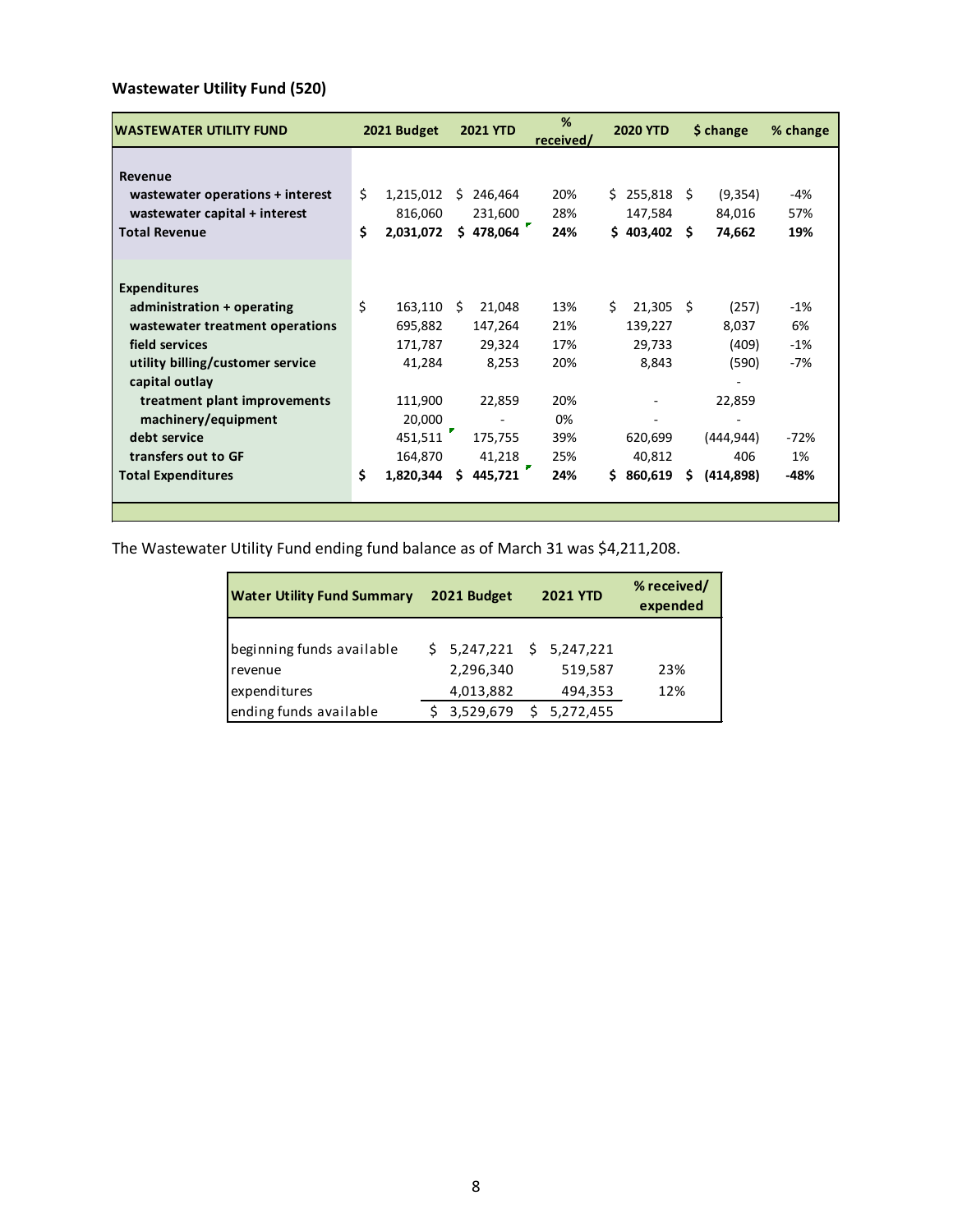## Wastewater Utility Fund (520)

| WASTEWATER UTILITY FUND | 2021 Budget | 2021 YTD | % received/ | 2020 YTD | $ change | % change |
|---|---|---|---|---|---|---|
| **Revenue** | | | | | | |
| wastewater operations + interest | $ 1,215,012 | $ 246,464 | 20% | $ 255,818 | $ (9,354) | -4% |
| wastewater capital + interest | 816,060 | 231,600 | 28% | 147,584 | 84,016 | 57% |
| **Total Revenue** | **$ 2,031,072** | **$ 478,064** | **24%** | **$ 403,402** | **$ 74,662** | **19%** |
| **Expenditures** | | | | | | |
| administration + operating | $ 163,110 | $ 21,048 | 13% | $ 21,305 | $ (257) | -1% |
| wastewater treatment operations | 695,882 | 147,264 | 21% | 139,227 | 8,037 | 6% |
| field services | 171,787 | 29,324 | 17% | 29,733 | (409) | -1% |
| utility billing/customer service | 41,284 | 8,253 | 20% | 8,843 | (590) | -7% |
| capital outlay | | | | | - | |
| treatment plant improvements | 111,900 | 22,859 | 20% | - | 22,859 | |
| machinery/equipment | 20,000 | - | 0% | - | - | |
| debt service | 451,511 | 175,755 | 39% | 620,699 | (444,944) | -72% |
| transfers out to GF | 164,870 | 41,218 | 25% | 40,812 | 406 | 1% |
| **Total Expenditures** | **$ 1,820,344** | **$ 445,721** | **24%** | **$ 860,619** | **$ (414,898)** | **-48%** |

The Wastewater Utility Fund ending fund balance as of March 31 was $4,211,208.

| Water Utility Fund Summary | 2021 Budget | 2021 YTD | % received/ expended |
|---|---|---|---|
| beginning funds available | $ 5,247,221 | $ 5,247,221 | |
| revenue | 2,296,340 | 519,587 | 23% |
| expenditures | 4,013,882 | 494,353 | 12% |
| ending funds available | $ 3,529,679 | $ 5,272,455 | |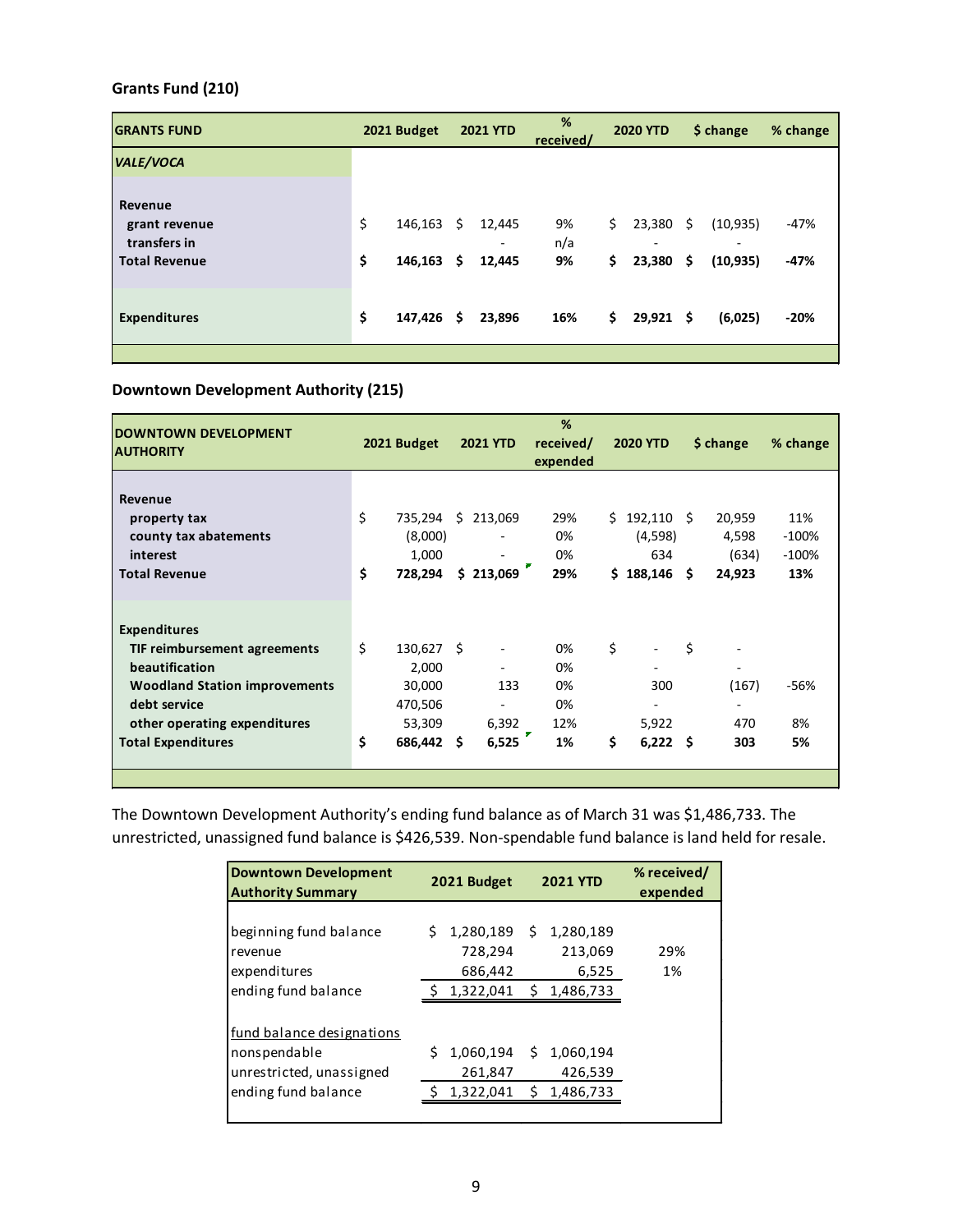### Grants Fund (210)

| GRANTS FUND | 2021 Budget | 2021 YTD | % received/ | 2020 YTD | $ change | % change |
|---|---|---|---|---|---|---|
| *VALE/VOCA* | | | | | | |
| **Revenue** | | | | | | |
| grant revenue | $ 146,163 | $ 12,445 | 9% | $ 23,380 | $ (10,935) | -47% |
| transfers in | | - | n/a | - | - | |
| **Total Revenue** | **$ 146,163** | **$ 12,445** | **9%** | **$ 23,380** | **$ (10,935)** | **-47%** |
| **Expenditures** | **$ 147,426** | **$ 23,896** | **16%** | **$ 29,921** | **$ (6,025)** | **-20%** |

### Downtown Development Authority (215)

| DOWNTOWN DEVELOPMENT AUTHORITY | 2021 Budget | 2021 YTD | % received/ expended | 2020 YTD | $ change | % change |
|---|---|---|---|---|---|---|
| **Revenue** | | | | | | |
| property tax | $ 735,294 | $ 213,069 | 29% | $ 192,110 | $ 20,959 | 11% |
| county tax abatements | (8,000) | - | 0% | (4,598) | 4,598 | -100% |
| interest | 1,000 | - | 0% | 634 | (634) | -100% |
| **Total Revenue** | **$ 728,294** | **$ 213,069** | **29%** | **$ 188,146** | **$ 24,923** | **13%** |
| **Expenditures** | | | | | | |
| TIF reimbursement agreements | $ 130,627 | $ - | 0% | $ - | $ - | |
| beautification | 2,000 | - | 0% | - | - | |
| Woodland Station improvements | 30,000 | 133 | 0% | 300 | (167) | -56% |
| debt service | 470,506 | - | 0% | - | - | |
| other operating expenditures | 53,309 | 6,392 | 12% | 5,922 | 470 | 8% |
| **Total Expenditures** | **$ 686,442** | **$ 6,525** | **1%** | **$ 6,222** | **$ 303** | **5%** |

The Downtown Development Authority's ending fund balance as of March 31 was $1,486,733. The unrestricted, unassigned fund balance is $426,539. Non-spendable fund balance is land held for resale.

| Downtown Development Authority Summary | 2021 Budget | 2021 YTD | % received/ expended |
|---|---|---|---|
| beginning fund balance | $ 1,280,189 | $ 1,280,189 | |
| revenue | 728,294 | 213,069 | 29% |
| expenditures | 686,442 | 6,525 | 1% |
| ending fund balance | $ 1,322,041 | $ 1,486,733 | |
| fund balance designations | | | |
| nonspendable | $ 1,060,194 | $ 1,060,194 | |
| unrestricted, unassigned | 261,847 | 426,539 | |
| ending fund balance | $ 1,322,041 | $ 1,486,733 | |